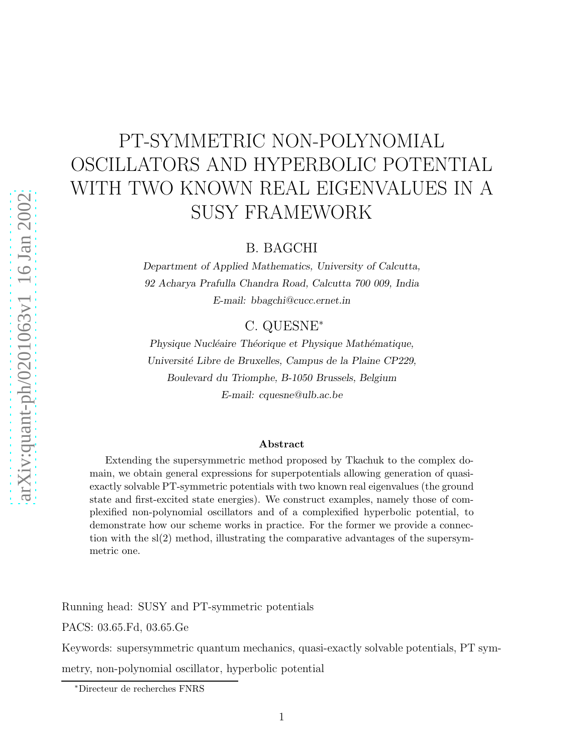# PT-SYMMETRIC NON-POLYNOMIAL OSCILLATORS AND HYPERBOLIC POTENTIAL WITH TWO KNOWN REAL EIGENVALUES IN A SUSY FRAMEWORK

B. BAGCHI

*Department of Applied Mathematics, University of Calcutta,*
*92 Acharya Prafulla Chandra Road, Calcutta 700 009, India*
*E-mail: bbagchi@cucc.ernet.in*

C. QUESNE*

*Physique Nucléaire Théorique et Physique Mathématique,*
*Université Libre de Bruxelles, Campus de la Plaine CP229,*
*Boulevard du Triomphe, B-1050 Brussels, Belgium*
*E-mail: cquesne@ulb.ac.be*

**Abstract**

Extending the supersymmetric method proposed by Tkachuk to the complex domain, we obtain general expressions for superpotentials allowing generation of quasi-exactly solvable PT-symmetric potentials with two known real eigenvalues (the ground state and first-excited state energies). We construct examples, namely those of complexified non-polynomial oscillators and of a complexified hyperbolic potential, to demonstrate how our scheme works in practice. For the former we provide a connection with the sl(2) method, illustrating the comparative advantages of the supersymmetric one.

Running head: SUSY and PT-symmetric potentials

PACS: 03.65.Fd, 03.65.Ge

Keywords: supersymmetric quantum mechanics, quasi-exactly solvable potentials, PT symmetry, non-polynomial oscillator, hyperbolic potential

*Directeur de recherches FNRS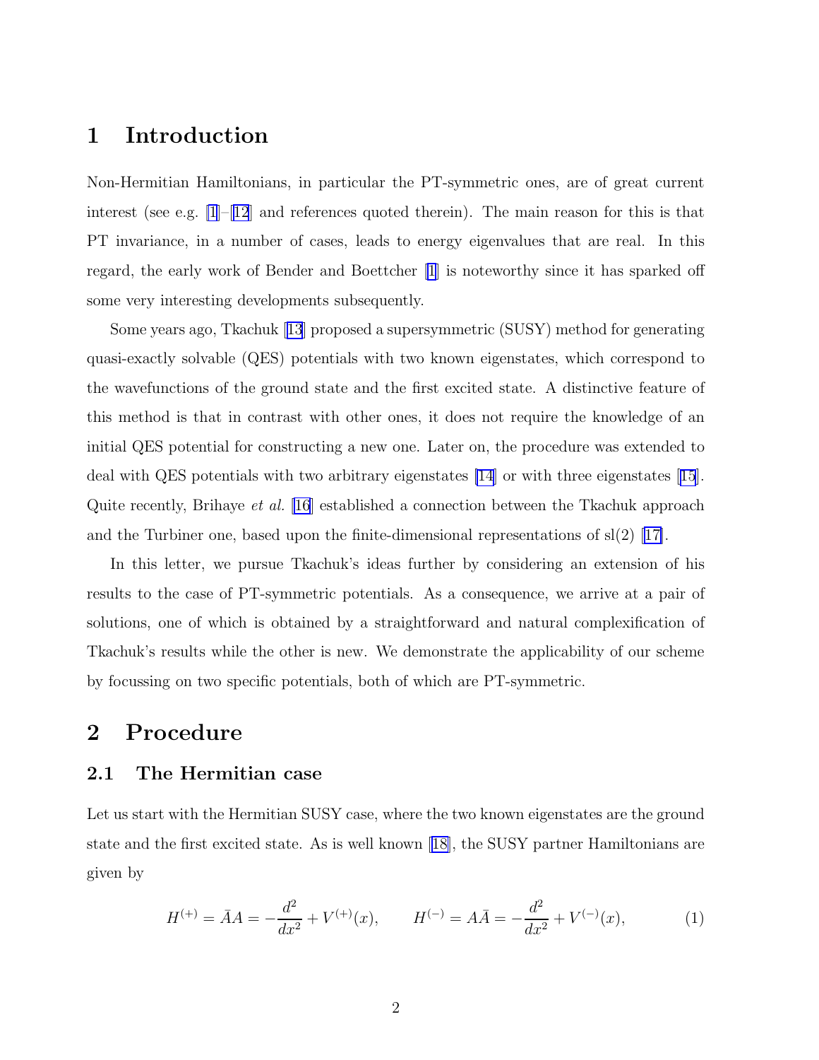# 1 Introduction

Non-Hermitian Hamiltonians, in particular the PT-symmetric ones, are of great current interest (see e.g. [1]–[12] and references quoted therein). The main reason for this is that PT invariance, in a number of cases, leads to energy eigenvalues that are real. In this regard, the early work of Bender and Boettcher [1] is noteworthy since it has sparked off some very interesting developments subsequently.

Some years ago, Tkachuk [13] proposed a supersymmetric (SUSY) method for generating quasi-exactly solvable (QES) potentials with two known eigenstates, which correspond to the wavefunctions of the ground state and the first excited state. A distinctive feature of this method is that in contrast with other ones, it does not require the knowledge of an initial QES potential for constructing a new one. Later on, the procedure was extended to deal with QES potentials with two arbitrary eigenstates [14] or with three eigenstates [15]. Quite recently, Brihaye *et al.* [16] established a connection between the Tkachuk approach and the Turbiner one, based upon the finite-dimensional representations of sl(2) [17].

In this letter, we pursue Tkachuk's ideas further by considering an extension of his results to the case of PT-symmetric potentials. As a consequence, we arrive at a pair of solutions, one of which is obtained by a straightforward and natural complexification of Tkachuk's results while the other is new. We demonstrate the applicability of our scheme by focussing on two specific potentials, both of which are PT-symmetric.

# 2 Procedure

## 2.1 The Hermitian case

Let us start with the Hermitian SUSY case, where the two known eigenstates are the ground state and the first excited state. As is well known [18], the SUSY partner Hamiltonians are given by

$$H^{(+)} = \bar{A}A = -\frac{d^2}{dx^2} + V^{(+)}(x), \qquad H^{(-)} = A\bar{A} = -\frac{d^2}{dx^2} + V^{(-)}(x), \tag{1}$$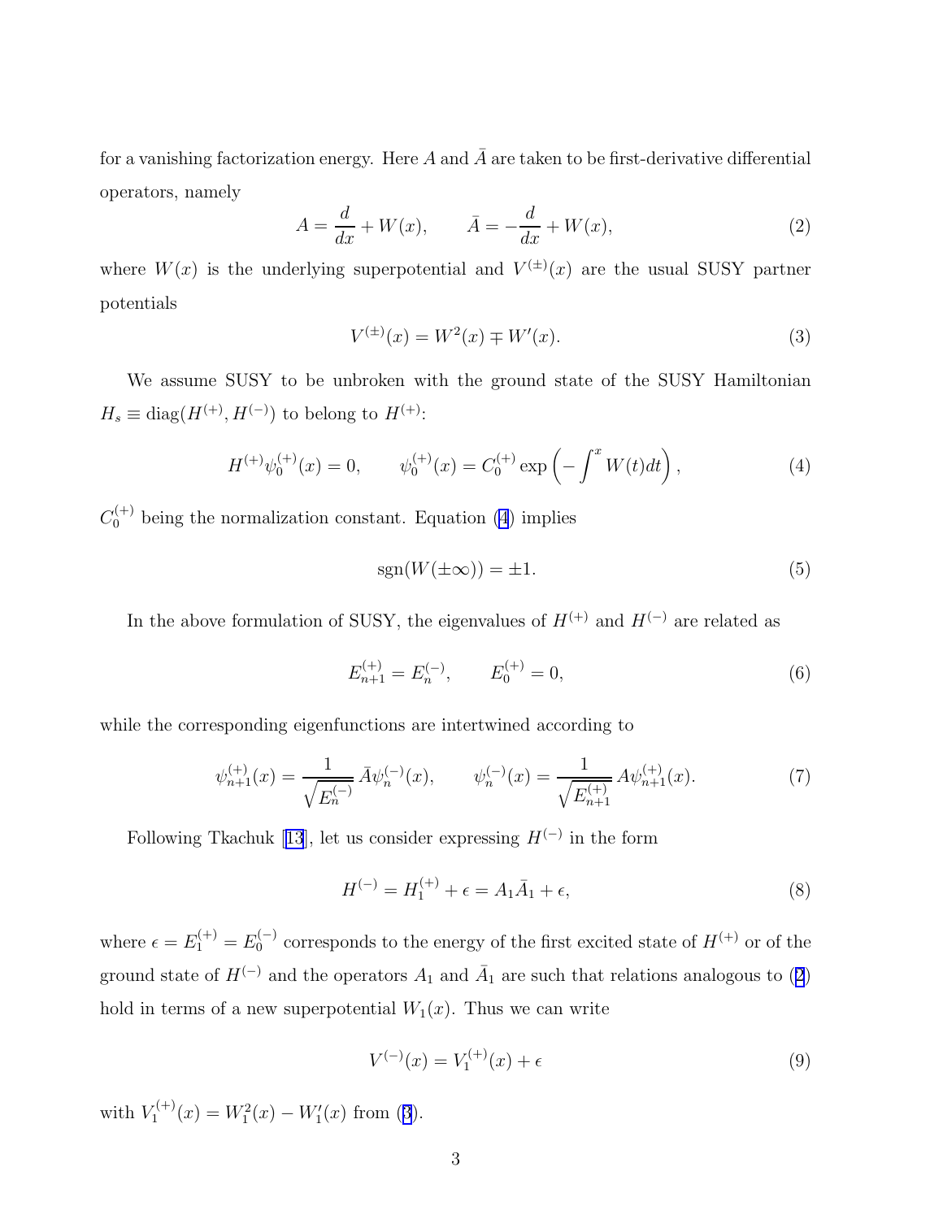for a vanishing factorization energy. Here $A$ and $\bar{A}$ are taken to be first-derivative differential operators, namely

$$A = \frac{d}{dx} + W(x), \qquad \bar{A} = -\frac{d}{dx} + W(x), \tag{2}$$

where $W(x)$ is the underlying superpotential and $V^{(\pm)}(x)$ are the usual SUSY partner potentials

$$V^{(\pm)}(x) = W^2(x) \mp W'(x). \tag{3}$$

We assume SUSY to be unbroken with the ground state of the SUSY Hamiltonian $H_s \equiv \text{diag}(H^{(+)}, H^{(-)})$ to belong to $H^{(+)}$:

$$H^{(+)}\psi_0^{(+)}(x) = 0, \qquad \psi_0^{(+)}(x) = C_0^{(+)} \exp\left(-\int^x W(t)dt\right), \tag{4}$$

$C_0^{(+)}$ being the normalization constant. Equation (4) implies

$$\text{sgn}(W(\pm\infty)) = \pm 1. \tag{5}$$

In the above formulation of SUSY, the eigenvalues of $H^{(+)}$ and $H^{(-)}$ are related as

$$E_{n+1}^{(+)} = E_n^{(-)}, \qquad E_0^{(+)} = 0, \tag{6}$$

while the corresponding eigenfunctions are intertwined according to

$$\psi_{n+1}^{(+)}(x) = \frac{1}{\sqrt{E_n^{(-)}}}\,\bar{A}\psi_n^{(-)}(x), \qquad \psi_n^{(-)}(x) = \frac{1}{\sqrt{E_{n+1}^{(+)}}}\,A\psi_{n+1}^{(+)}(x). \tag{7}$$

Following Tkachuk [13], let us consider expressing $H^{(-)}$ in the form

$$H^{(-)} = H_1^{(+)} + \epsilon = A_1\bar{A}_1 + \epsilon, \tag{8}$$

where $\epsilon = E_1^{(+)} = E_0^{(-)}$ corresponds to the energy of the first excited state of $H^{(+)}$ or of the ground state of $H^{(-)}$ and the operators $A_1$ and $\bar{A}_1$ are such that relations analogous to (2) hold in terms of a new superpotential $W_1(x)$. Thus we can write

$$V^{(-)}(x) = V_1^{(+)}(x) + \epsilon \tag{9}$$

with $V_1^{(+)}(x) = W_1^2(x) - W_1'(x)$ from (3).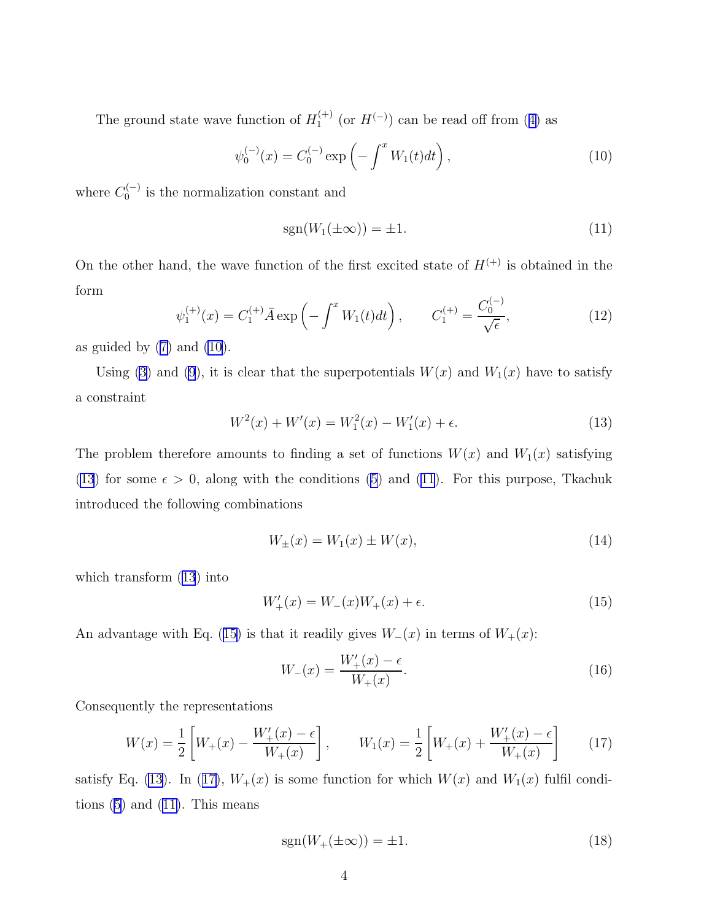The ground state wave function of $H_1^{(+)}$ (or $H^{(-)}$) can be read off from (4) as

$$\psi_0^{(-)}(x) = C_0^{(-)} \exp\left(-\int^x W_1(t)dt\right), \tag{10}$$

where $C_0^{(-)}$ is the normalization constant and

$$\operatorname{sgn}(W_1(\pm\infty)) = \pm 1. \tag{11}$$

On the other hand, the wave function of the first excited state of $H^{(+)}$ is obtained in the form

$$\psi_1^{(+)}(x) = C_1^{(+)} \bar{A} \exp\left(-\int^x W_1(t)dt\right), \qquad C_1^{(+)} = \frac{C_0^{(-)}}{\sqrt{\epsilon}}, \tag{12}$$

as guided by (7) and (10).

Using (3) and (9), it is clear that the superpotentials $W(x)$ and $W_1(x)$ have to satisfy a constraint

$$W^2(x) + W'(x) = W_1^2(x) - W_1'(x) + \epsilon. \tag{13}$$

The problem therefore amounts to finding a set of functions $W(x)$ and $W_1(x)$ satisfying (13) for some $\epsilon > 0$, along with the conditions (5) and (11). For this purpose, Tkachuk introduced the following combinations

$$W_\pm(x) = W_1(x) \pm W(x), \tag{14}$$

which transform (13) into

$$W_+'(x) = W_-(x)W_+(x) + \epsilon. \tag{15}$$

An advantage with Eq. (15) is that it readily gives $W_-(x)$ in terms of $W_+(x)$:

$$W_-(x) = \frac{W_+'(x) - \epsilon}{W_+(x)}. \tag{16}$$

Consequently the representations

$$W(x) = \frac{1}{2}\left[W_+(x) - \frac{W_+'(x) - \epsilon}{W_+(x)}\right], \qquad W_1(x) = \frac{1}{2}\left[W_+(x) + \frac{W_+'(x) - \epsilon}{W_+(x)}\right] \tag{17}$$

satisfy Eq. (13). In (17), $W_+(x)$ is some function for which $W(x)$ and $W_1(x)$ fulfil conditions (5) and (11). This means

$$\operatorname{sgn}(W_+(\pm\infty)) = \pm 1. \tag{18}$$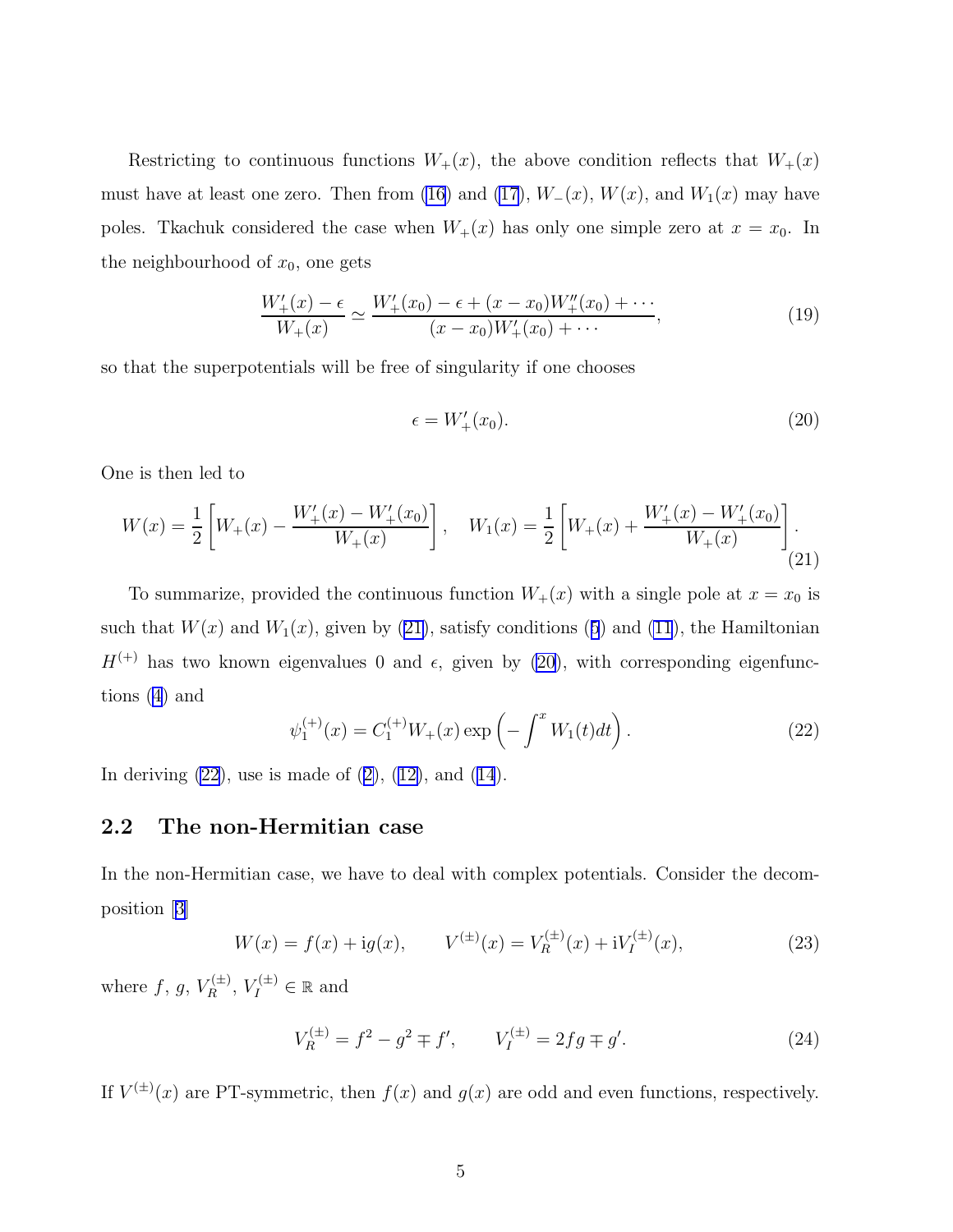Restricting to continuous functions $W_+(x)$, the above condition reflects that $W_+(x)$ must have at least one zero. Then from (16) and (17), $W_-(x)$, $W(x)$, and $W_1(x)$ may have poles. Tkachuk considered the case when $W_+(x)$ has only one simple zero at $x = x_0$. In the neighbourhood of $x_0$, one gets

$$\frac{W'_+(x) - \epsilon}{W_+(x)} \simeq \frac{W'_+(x_0) - \epsilon + (x - x_0)W''_+(x_0) + \cdots}{(x - x_0)W'_+(x_0) + \cdots}, \tag{19}$$

so that the superpotentials will be free of singularity if one chooses

$$\epsilon = W'_+(x_0). \tag{20}$$

One is then led to

$$W(x) = \frac{1}{2}\left[W_+(x) - \frac{W'_+(x) - W'_+(x_0)}{W_+(x)}\right], \quad W_1(x) = \frac{1}{2}\left[W_+(x) + \frac{W'_+(x) - W'_+(x_0)}{W_+(x)}\right]. \tag{21}$$

To summarize, provided the continuous function $W_+(x)$ with a single pole at $x = x_0$ is such that $W(x)$ and $W_1(x)$, given by (21), satisfy conditions (5) and (11), the Hamiltonian $H^{(+)}$ has two known eigenvalues 0 and $\epsilon$, given by (20), with corresponding eigenfunctions (4) and

$$\psi_1^{(+)}(x) = C_1^{(+)} W_+(x) \exp\left(-\int^x W_1(t)dt\right). \tag{22}$$

In deriving (22), use is made of (2), (12), and (14).

## 2.2 The non-Hermitian case

In the non-Hermitian case, we have to deal with complex potentials. Consider the decomposition [3]

$$W(x) = f(x) + \mathrm{i}g(x), \qquad V^{(\pm)}(x) = V_R^{(\pm)}(x) + \mathrm{i}V_I^{(\pm)}(x), \tag{23}$$

where $f$, $g$, $V_R^{(\pm)}$, $V_I^{(\pm)} \in \mathbb{R}$ and

$$V_R^{(\pm)} = f^2 - g^2 \mp f', \qquad V_I^{(\pm)} = 2fg \mp g'. \tag{24}$$

If $V^{(\pm)}(x)$ are PT-symmetric, then $f(x)$ and $g(x)$ are odd and even functions, respectively.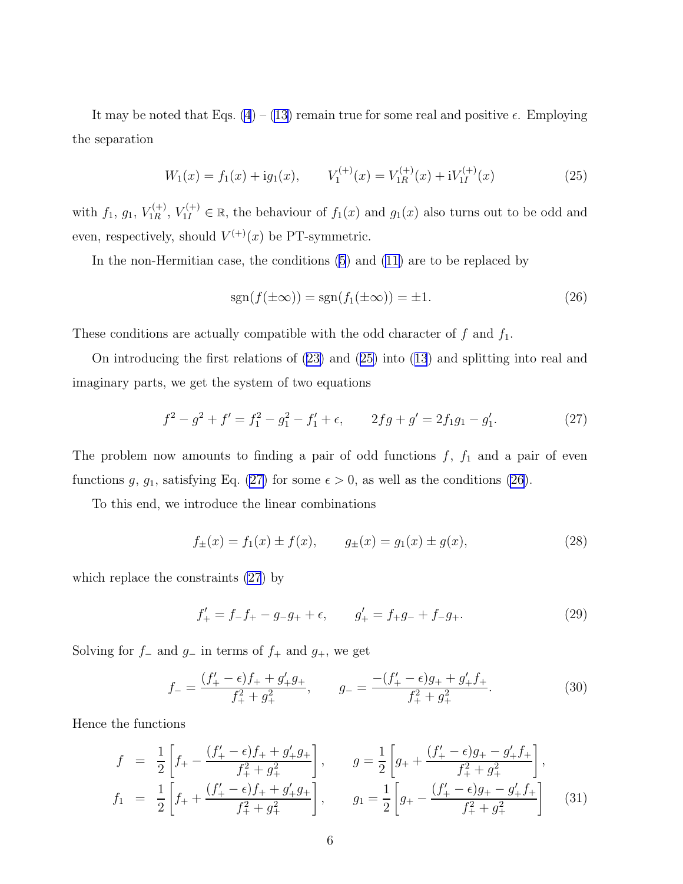It may be noted that Eqs. (4) – (13) remain true for some real and positive $\epsilon$. Employing the separation

$$W_1(x) = f_1(x) + \mathrm{i} g_1(x), \qquad V_1^{(+)}(x) = V_{1R}^{(+)}(x) + \mathrm{i} V_{1I}^{(+)}(x) \tag{25}$$

with $f_1$, $g_1$, $V_{1R}^{(+)}$, $V_{1I}^{(+)} \in \mathbb{R}$, the behaviour of $f_1(x)$ and $g_1(x)$ also turns out to be odd and even, respectively, should $V^{(+)}(x)$ be PT-symmetric.

In the non-Hermitian case, the conditions (5) and (11) are to be replaced by

$$\mathrm{sgn}(f(\pm\infty)) = \mathrm{sgn}(f_1(\pm\infty)) = \pm 1. \tag{26}$$

These conditions are actually compatible with the odd character of $f$ and $f_1$.

On introducing the first relations of (23) and (25) into (13) and splitting into real and imaginary parts, we get the system of two equations

$$f^2 - g^2 + f' = f_1^2 - g_1^2 - f_1' + \epsilon, \qquad 2fg + g' = 2f_1 g_1 - g_1'. \tag{27}$$

The problem now amounts to finding a pair of odd functions $f$, $f_1$ and a pair of even functions $g$, $g_1$, satisfying Eq. (27) for some $\epsilon > 0$, as well as the conditions (26).

To this end, we introduce the linear combinations

$$f_\pm(x) = f_1(x) \pm f(x), \qquad g_\pm(x) = g_1(x) \pm g(x), \tag{28}$$

which replace the constraints (27) by

$$f_+' = f_- f_+ - g_- g_+ + \epsilon, \qquad g_+' = f_+ g_- + f_- g_+. \tag{29}$$

Solving for $f_-$ and $g_-$ in terms of $f_+$ and $g_+$, we get

$$f_- = \frac{(f_+' - \epsilon) f_+ + g_+' g_+}{f_+^2 + g_+^2}, \qquad g_- = \frac{-(f_+' - \epsilon) g_+ + g_+' f_+}{f_+^2 + g_+^2}. \tag{30}$$

Hence the functions

$$\begin{aligned}
f &= \frac{1}{2}\left[f_+ - \frac{(f_+' - \epsilon) f_+ + g_+' g_+}{f_+^2 + g_+^2}\right], \qquad g = \frac{1}{2}\left[g_+ + \frac{(f_+' - \epsilon) g_+ - g_+' f_+}{f_+^2 + g_+^2}\right], \\
f_1 &= \frac{1}{2}\left[f_+ + \frac{(f_+' - \epsilon) f_+ + g_+' g_+}{f_+^2 + g_+^2}\right], \qquad g_1 = \frac{1}{2}\left[g_+ - \frac{(f_+' - \epsilon) g_+ - g_+' f_+}{f_+^2 + g_+^2}\right]
\end{aligned} \tag{31}$$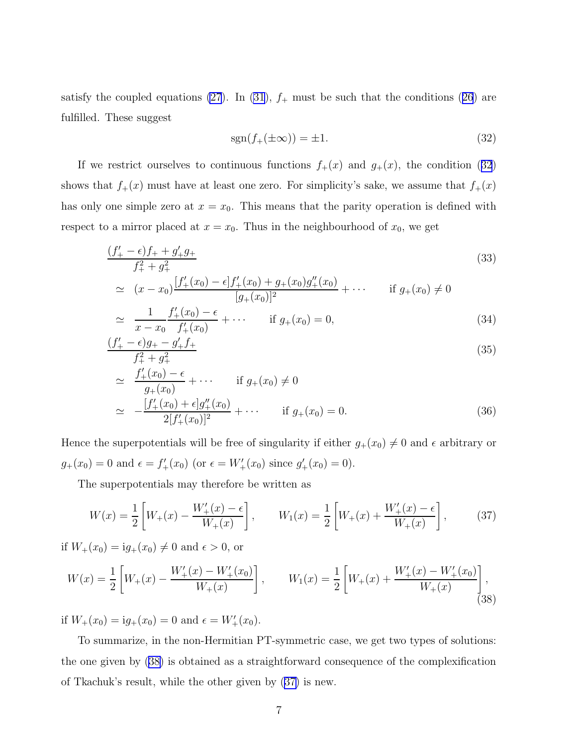satisfy the coupled equations (27). In (31), $f_+$ must be such that the conditions (26) are fulfilled. These suggest

$$\operatorname{sgn}(f_+(\pm\infty)) = \pm 1. \tag{32}$$

If we restrict ourselves to continuous functions $f_+(x)$ and $g_+(x)$, the condition (32) shows that $f_+(x)$ must have at least one zero. For simplicity's sake, we assume that $f_+(x)$ has only one simple zero at $x = x_0$. This means that the parity operation is defined with respect to a mirror placed at $x = x_0$. Thus in the neighbourhood of $x_0$, we get

$$\begin{aligned}
&\frac{(f'_+ - \epsilon) f_+ + g'_+ g_+}{f_+^2 + g_+^2} && (33)\\
&\simeq (x - x_0) \frac{[f'_+(x_0) - \epsilon] f'_+(x_0) + g_+(x_0) g''_+(x_0)}{[g_+(x_0)]^2} + \cdots \qquad \text{if } g_+(x_0) \neq 0 \\
&\simeq \frac{1}{x - x_0} \frac{f'_+(x_0) - \epsilon}{f'_+(x_0)} + \cdots \qquad \text{if } g_+(x_0) = 0, && (34)\\
&\frac{(f'_+ - \epsilon) g_+ - g'_+ f_+}{f_+^2 + g_+^2} && (35)\\
&\simeq \frac{f'_+(x_0) - \epsilon}{g_+(x_0)} + \cdots \qquad \text{if } g_+(x_0) \neq 0 \\
&\simeq -\frac{[f'_+(x_0) + \epsilon] g''_+(x_0)}{2[f'_+(x_0)]^2} + \cdots \qquad \text{if } g_+(x_0) = 0. && (36)
\end{aligned}$$

Hence the superpotentials will be free of singularity if either $g_+(x_0) \neq 0$ and $\epsilon$ arbitrary or $g_+(x_0) = 0$ and $\epsilon = f'_+(x_0)$ (or $\epsilon = W'_+(x_0)$ since $g'_+(x_0) = 0$).

The superpotentials may therefore be written as

$$W(x) = \frac{1}{2}\left[W_+(x) - \frac{W'_+(x) - \epsilon}{W_+(x)}\right], \qquad W_1(x) = \frac{1}{2}\left[W_+(x) + \frac{W'_+(x) - \epsilon}{W_+(x)}\right], \tag{37}$$

if $W_+(x_0) = \mathrm{i} g_+(x_0) \neq 0$ and $\epsilon > 0$, or

$$W(x) = \frac{1}{2}\left[W_+(x) - \frac{W'_+(x) - W'_+(x_0)}{W_+(x)}\right], \qquad W_1(x) = \frac{1}{2}\left[W_+(x) + \frac{W'_+(x) - W'_+(x_0)}{W_+(x)}\right], \tag{38}$$

if $W_+(x_0) = \mathrm{i} g_+(x_0) = 0$ and $\epsilon = W'_+(x_0)$.

To summarize, in the non-Hermitian PT-symmetric case, we get two types of solutions: the one given by (38) is obtained as a straightforward consequence of the complexification of Tkachuk's result, while the other given by (37) is new.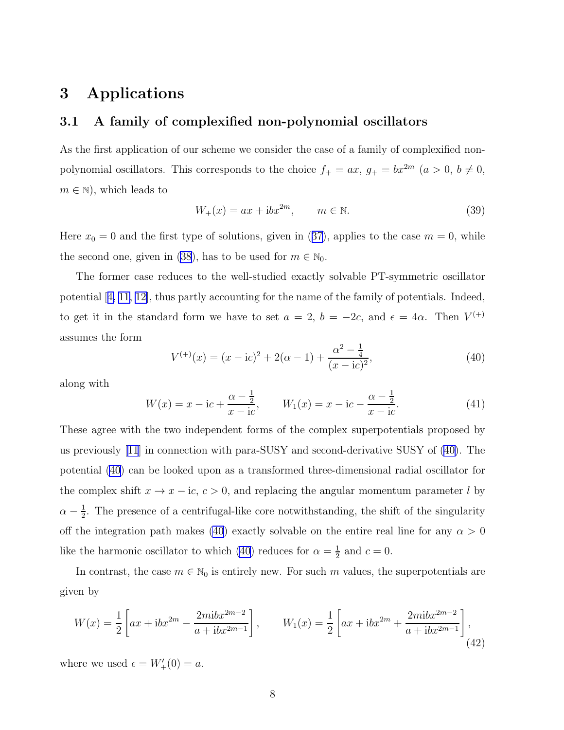## 3 Applications

### 3.1 A family of complexified non-polynomial oscillators

As the first application of our scheme we consider the case of a family of complexified non-polynomial oscillators. This corresponds to the choice $f_+ = ax$, $g_+ = bx^{2m}$ ($a > 0$, $b \neq 0$, $m \in \mathbb{N}$), which leads to

$$W_+(x) = ax + \mathrm{i}bx^{2m}, \qquad m \in \mathbb{N}. \tag{39}$$

Here $x_0 = 0$ and the first type of solutions, given in (37), applies to the case $m = 0$, while the second one, given in (38), has to be used for $m \in \mathbb{N}_0$.

The former case reduces to the well-studied exactly solvable PT-symmetric oscillator potential [4, 11, 12], thus partly accounting for the name of the family of potentials. Indeed, to get it in the standard form we have to set $a = 2$, $b = -2c$, and $\epsilon = 4\alpha$. Then $V^{(+)}$ assumes the form

$$V^{(+)}(x) = (x - \mathrm{i}c)^2 + 2(\alpha - 1) + \frac{\alpha^2 - \frac{1}{4}}{(x - \mathrm{i}c)^2}, \tag{40}$$

along with

$$W(x) = x - \mathrm{i}c + \frac{\alpha - \frac{1}{2}}{x - \mathrm{i}c}, \qquad W_1(x) = x - \mathrm{i}c - \frac{\alpha - \frac{1}{2}}{x - \mathrm{i}c}. \tag{41}$$

These agree with the two independent forms of the complex superpotentials proposed by us previously [11] in connection with para-SUSY and second-derivative SUSY of (40). The potential (40) can be looked upon as a transformed three-dimensional radial oscillator for the complex shift $x \to x - \mathrm{i}c$, $c > 0$, and replacing the angular momentum parameter $l$ by $\alpha - \frac{1}{2}$. The presence of a centrifugal-like core notwithstanding, the shift of the singularity off the integration path makes (40) exactly solvable on the entire real line for any $\alpha > 0$ like the harmonic oscillator to which (40) reduces for $\alpha = \frac{1}{2}$ and $c = 0$.

In contrast, the case $m \in \mathbb{N}_0$ is entirely new. For such $m$ values, the superpotentials are given by

$$W(x) = \frac{1}{2}\left[ax + \mathrm{i}bx^{2m} - \frac{2m\mathrm{i}bx^{2m-2}}{a + \mathrm{i}bx^{2m-1}}\right], \qquad W_1(x) = \frac{1}{2}\left[ax + \mathrm{i}bx^{2m} + \frac{2m\mathrm{i}bx^{2m-2}}{a + \mathrm{i}bx^{2m-1}}\right], \tag{42}$$

where we used $\epsilon = W_+'(0) = a$.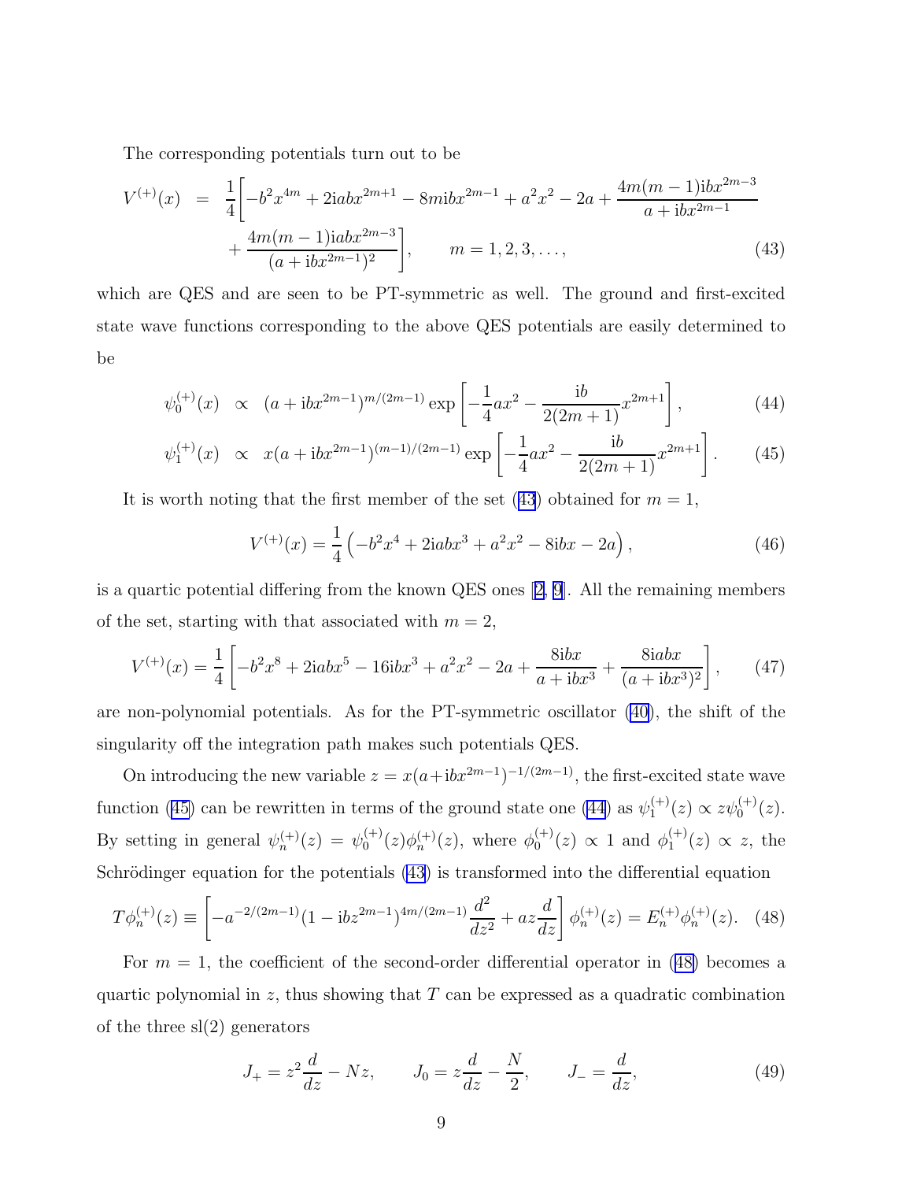The corresponding potentials turn out to be

$$
\begin{aligned}
V^{(+)}(x) &= \frac{1}{4}\Bigg[-b^2x^{4m} + 2\mathrm{i}abx^{2m+1} - 8m\mathrm{i}bx^{2m-1} + a^2x^2 - 2a + \frac{4m(m-1)\mathrm{i}bx^{2m-3}}{a+\mathrm{i}bx^{2m-1}} \\
&\quad + \frac{4m(m-1)\mathrm{i}abx^{2m-3}}{(a+\mathrm{i}bx^{2m-1})^2}\Bigg], \qquad m = 1, 2, 3, \ldots,
\end{aligned} \tag{43}
$$

which are QES and are seen to be PT-symmetric as well. The ground and first-excited state wave functions corresponding to the above QES potentials are easily determined to be

$$
\psi_0^{(+)}(x) \propto (a+\mathrm{i}bx^{2m-1})^{m/(2m-1)} \exp\left[-\frac{1}{4}ax^2 - \frac{\mathrm{i}b}{2(2m+1)}x^{2m+1}\right], \tag{44}
$$

$$
\psi_1^{(+)}(x) \propto x(a+\mathrm{i}bx^{2m-1})^{(m-1)/(2m-1)} \exp\left[-\frac{1}{4}ax^2 - \frac{\mathrm{i}b}{2(2m+1)}x^{2m+1}\right]. \tag{45}
$$

It is worth noting that the first member of the set (43) obtained for $m = 1$,

$$
V^{(+)}(x) = \frac{1}{4}\left(-b^2x^4 + 2\mathrm{i}abx^3 + a^2x^2 - 8\mathrm{i}bx - 2a\right), \tag{46}
$$

is a quartic potential differing from the known QES ones [2, 9]. All the remaining members of the set, starting with that associated with $m = 2$,

$$
V^{(+)}(x) = \frac{1}{4}\left[-b^2x^8 + 2\mathrm{i}abx^5 - 16\mathrm{i}bx^3 + a^2x^2 - 2a + \frac{8\mathrm{i}bx}{a+\mathrm{i}bx^3} + \frac{8\mathrm{i}abx}{(a+\mathrm{i}bx^3)^2}\right], \tag{47}
$$

are non-polynomial potentials. As for the PT-symmetric oscillator (40), the shift of the singularity off the integration path makes such potentials QES.

On introducing the new variable $z = x(a+\mathrm{i}bx^{2m-1})^{-1/(2m-1)}$, the first-excited state wave function (45) can be rewritten in terms of the ground state one (44) as $\psi_1^{(+)}(z) \propto z\psi_0^{(+)}(z)$. By setting in general $\psi_n^{(+)}(z) = \psi_0^{(+)}(z)\phi_n^{(+)}(z)$, where $\phi_0^{(+)}(z) \propto 1$ and $\phi_1^{(+)}(z) \propto z$, the Schrödinger equation for the potentials (43) is transformed into the differential equation

$$
T\phi_n^{(+)}(z) \equiv \left[-a^{-2/(2m-1)}(1-\mathrm{i}bz^{2m-1})^{4m/(2m-1)}\frac{d^2}{dz^2} + az\frac{d}{dz}\right]\phi_n^{(+)}(z) = E_n^{(+)}\phi_n^{(+)}(z). \tag{48}
$$

For $m = 1$, the coefficient of the second-order differential operator in (48) becomes a quartic polynomial in $z$, thus showing that $T$ can be expressed as a quadratic combination of the three sl(2) generators

$$
J_+ = z^2\frac{d}{dz} - Nz, \qquad J_0 = z\frac{d}{dz} - \frac{N}{2}, \qquad J_- = \frac{d}{dz}, \tag{49}
$$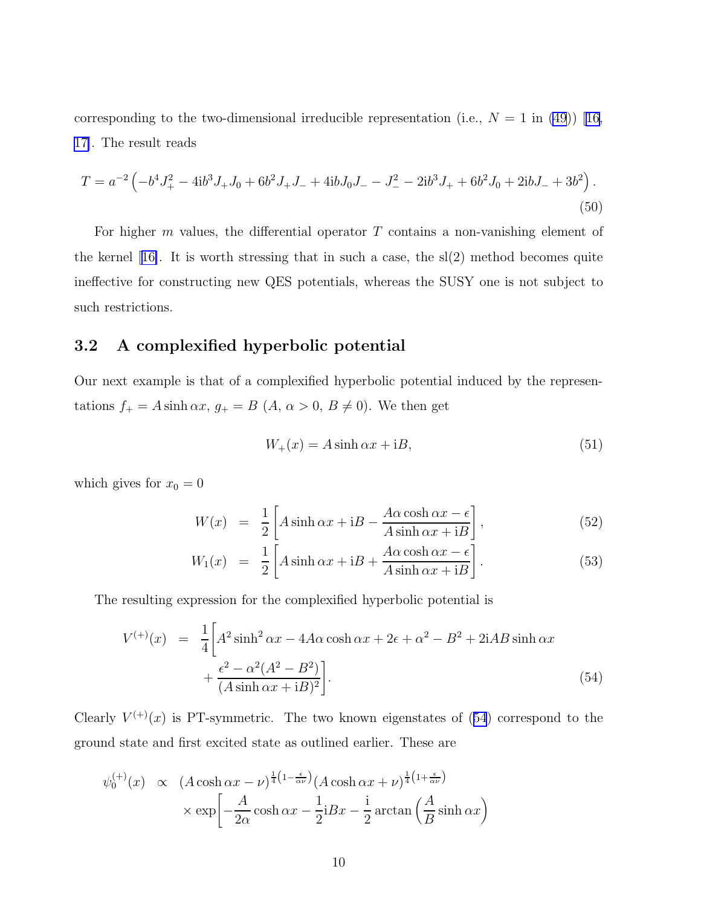corresponding to the two-dimensional irreducible representation (i.e., $N = 1$ in (49)) [16, 17]. The result reads

$$T = a^{-2}\left(-b^4 J_+^2 - 4\mathrm{i}b^3 J_+ J_0 + 6b^2 J_+ J_- + 4\mathrm{i}b J_0 J_- - J_-^2 - 2\mathrm{i}b^3 J_+ + 6b^2 J_0 + 2\mathrm{i}b J_- + 3b^2\right). \tag{50}$$

For higher $m$ values, the differential operator $T$ contains a non-vanishing element of the kernel [16]. It is worth stressing that in such a case, the sl(2) method becomes quite ineffective for constructing new QES potentials, whereas the SUSY one is not subject to such restrictions.

### 3.2 A complexified hyperbolic potential

Our next example is that of a complexified hyperbolic potential induced by the representations $f_+ = A \sinh \alpha x$, $g_+ = B$ ($A$, $\alpha > 0$, $B \neq 0$). We then get

$$W_+(x) = A \sinh \alpha x + \mathrm{i}B, \tag{51}$$

which gives for $x_0 = 0$

$$W(x) = \frac{1}{2}\left[A \sinh \alpha x + \mathrm{i}B - \frac{A\alpha \cosh \alpha x - \epsilon}{A \sinh \alpha x + \mathrm{i}B}\right], \tag{52}$$

$$W_1(x) = \frac{1}{2}\left[A \sinh \alpha x + \mathrm{i}B + \frac{A\alpha \cosh \alpha x - \epsilon}{A \sinh \alpha x + \mathrm{i}B}\right]. \tag{53}$$

The resulting expression for the complexified hyperbolic potential is

$$\begin{aligned} V^{(+)}(x) = \frac{1}{4}\Bigg[ & A^2 \sinh^2 \alpha x - 4A\alpha \cosh \alpha x + 2\epsilon + \alpha^2 - B^2 + 2\mathrm{i}AB \sinh \alpha x \\ & + \frac{\epsilon^2 - \alpha^2(A^2 - B^2)}{(A \sinh \alpha x + \mathrm{i}B)^2}\Bigg]. \end{aligned} \tag{54}$$

Clearly $V^{(+)}(x)$ is PT-symmetric. The two known eigenstates of (54) correspond to the ground state and first excited state as outlined earlier. These are

$$\begin{aligned} \psi_0^{(+)}(x) \propto\ & (A \cosh \alpha x - \nu)^{\frac{1}{4}\left(1 - \frac{\epsilon}{\alpha\nu}\right)} (A \cosh \alpha x + \nu)^{\frac{1}{4}\left(1 + \frac{\epsilon}{\alpha\nu}\right)} \\ & \times \exp\left[-\frac{A}{2\alpha} \cosh \alpha x - \frac{1}{2}\mathrm{i}Bx - \frac{\mathrm{i}}{2} \arctan\left(\frac{A}{B} \sinh \alpha x\right)\right. \end{aligned}$$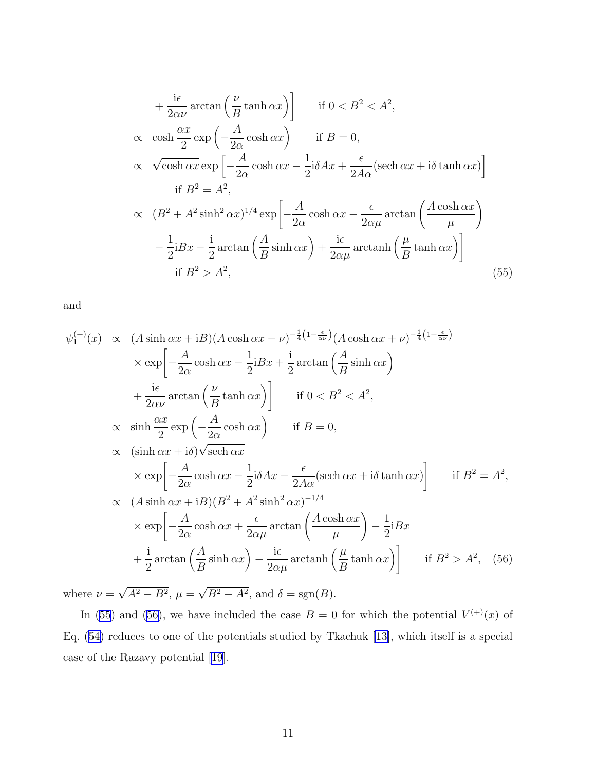$$
\begin{aligned}
&\quad + \frac{\mathrm{i}\epsilon}{2\alpha\nu} \arctan\left(\frac{\nu}{B}\tanh \alpha x\right)\Bigg] \qquad \text{if } 0 < B^2 < A^2, \\
&\propto \cosh\frac{\alpha x}{2} \exp\left(-\frac{A}{2\alpha}\cosh \alpha x\right) \qquad \text{if } B = 0, \\
&\propto \sqrt{\cosh \alpha x}\exp\left[-\frac{A}{2\alpha}\cosh \alpha x - \frac{1}{2}\mathrm{i}\delta A x + \frac{\epsilon}{2A\alpha}(\operatorname{sech} \alpha x + \mathrm{i}\delta \tanh \alpha x)\right] \\
&\qquad \text{if } B^2 = A^2, \\
&\propto (B^2 + A^2 \sinh^2 \alpha x)^{1/4} \exp\Bigg[-\frac{A}{2\alpha}\cosh \alpha x - \frac{\epsilon}{2\alpha\mu}\arctan\left(\frac{A\cosh \alpha x}{\mu}\right) \\
&\quad - \frac{1}{2}\mathrm{i}B x - \frac{\mathrm{i}}{2}\arctan\left(\frac{A}{B}\sinh \alpha x\right) + \frac{\mathrm{i}\epsilon}{2\alpha\mu}\operatorname{arctanh}\left(\frac{\mu}{B}\tanh \alpha x\right)\Bigg] \\
&\qquad \text{if } B^2 > A^2,
\end{aligned}
\tag{55}
$$

and

$$
\begin{aligned}
\psi_1^{(+)}(x) &\propto (A\sinh \alpha x + \mathrm{i}B)(A\cosh \alpha x - \nu)^{-\frac{1}{4}\left(1 - \frac{\epsilon}{\alpha\nu}\right)}(A\cosh \alpha x + \nu)^{-\frac{1}{4}\left(1 + \frac{\epsilon}{\alpha\nu}\right)} \\
&\quad \times \exp\Bigg[-\frac{A}{2\alpha}\cosh \alpha x - \frac{1}{2}\mathrm{i}B x + \frac{\mathrm{i}}{2}\arctan\left(\frac{A}{B}\sinh \alpha x\right) \\
&\quad + \frac{\mathrm{i}\epsilon}{2\alpha\nu}\arctan\left(\frac{\nu}{B}\tanh \alpha x\right)\Bigg] \qquad \text{if } 0 < B^2 < A^2, \\
&\propto \sinh\frac{\alpha x}{2}\exp\left(-\frac{A}{2\alpha}\cosh \alpha x\right) \qquad \text{if } B = 0, \\
&\propto (\sinh \alpha x + \mathrm{i}\delta)\sqrt{\operatorname{sech} \alpha x} \\
&\quad \times \exp\Bigg[-\frac{A}{2\alpha}\cosh \alpha x - \frac{1}{2}\mathrm{i}\delta A x - \frac{\epsilon}{2A\alpha}(\operatorname{sech} \alpha x + \mathrm{i}\delta\tanh \alpha x)\Bigg] \qquad \text{if } B^2 = A^2, \\
&\propto (A\sinh \alpha x + \mathrm{i}B)(B^2 + A^2\sinh^2 \alpha x)^{-1/4} \\
&\quad \times \exp\Bigg[-\frac{A}{2\alpha}\cosh \alpha x + \frac{\epsilon}{2\alpha\mu}\arctan\left(\frac{A\cosh \alpha x}{\mu}\right) - \frac{1}{2}\mathrm{i}B x \\
&\quad + \frac{\mathrm{i}}{2}\arctan\left(\frac{A}{B}\sinh \alpha x\right) - \frac{\mathrm{i}\epsilon}{2\alpha\mu}\operatorname{arctanh}\left(\frac{\mu}{B}\tanh \alpha x\right)\Bigg] \qquad \text{if } B^2 > A^2,
\end{aligned}
\tag{56}
$$

where $\nu = \sqrt{A^2 - B^2}$, $\mu = \sqrt{B^2 - A^2}$, and $\delta = \operatorname{sgn}(B)$.

In (55) and (56), we have included the case $B = 0$ for which the potential $V^{(+)}(x)$ of Eq. (54) reduces to one of the potentials studied by Tkachuk [13], which itself is a special case of the Razavy potential [19].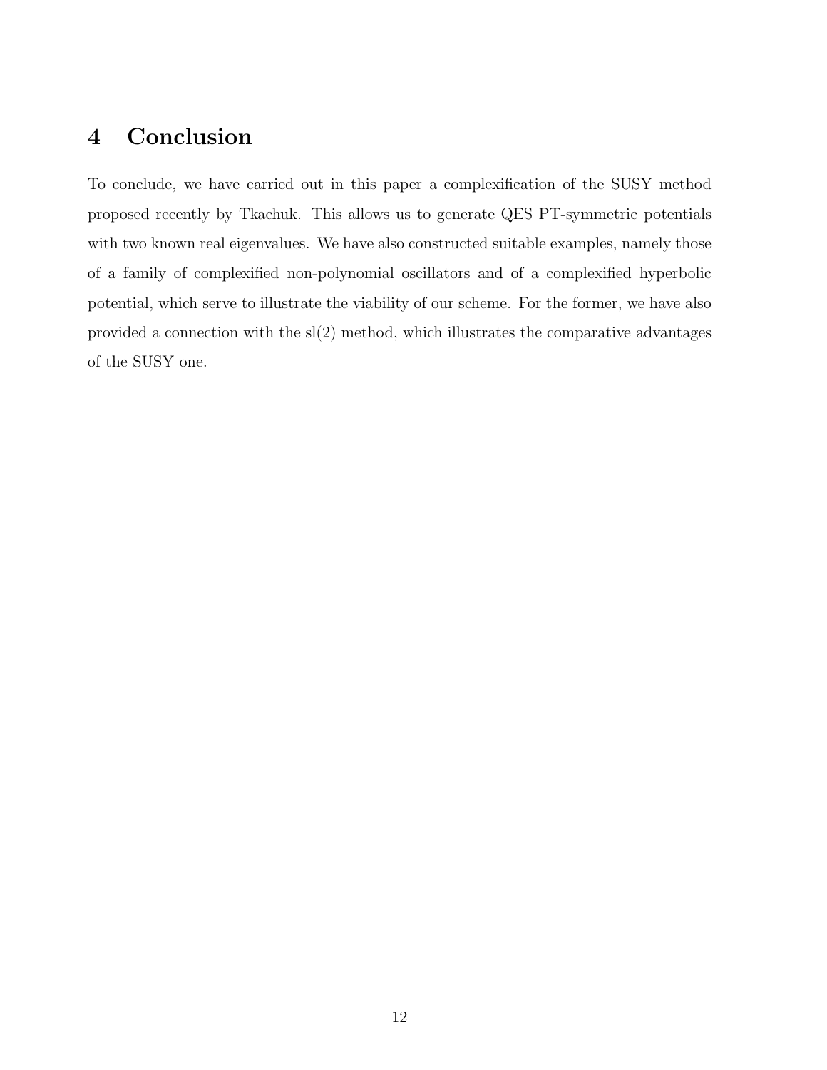## 4 Conclusion

To conclude, we have carried out in this paper a complexification of the SUSY method proposed recently by Tkachuk. This allows us to generate QES PT-symmetric potentials with two known real eigenvalues. We have also constructed suitable examples, namely those of a family of complexified non-polynomial oscillators and of a complexified hyperbolic potential, which serve to illustrate the viability of our scheme. For the former, we have also provided a connection with the sl(2) method, which illustrates the comparative advantages of the SUSY one.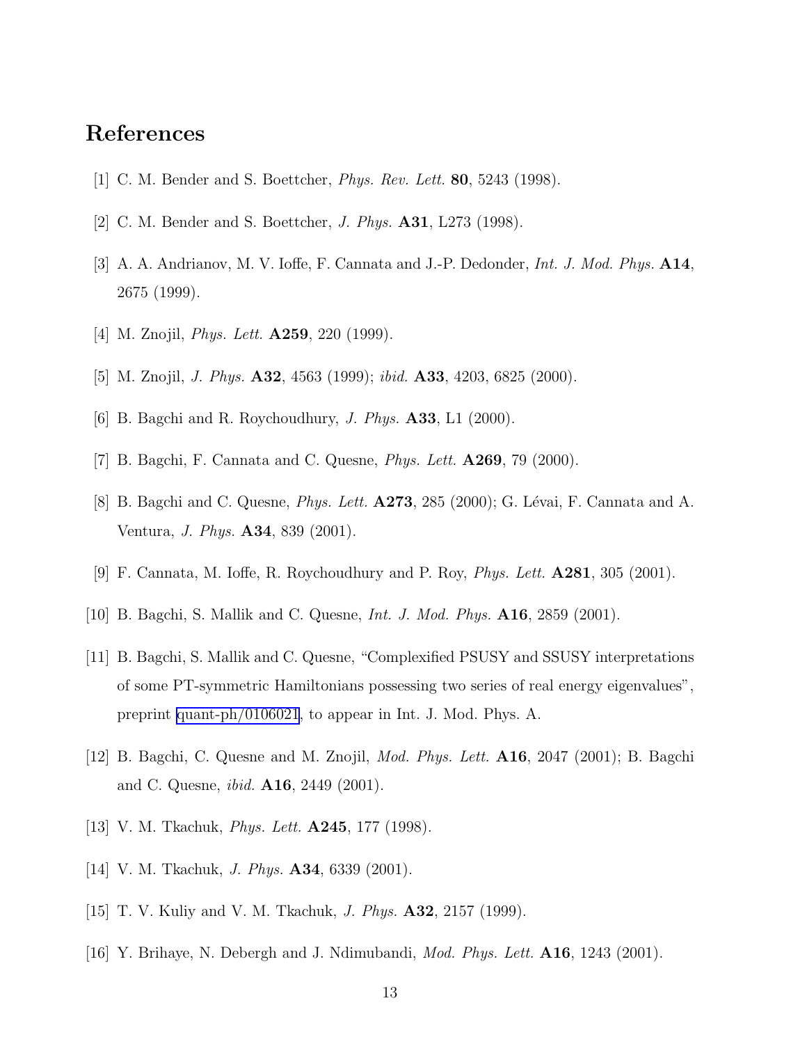# References

[1] C. M. Bender and S. Boettcher, *Phys. Rev. Lett.* **80**, 5243 (1998).

[2] C. M. Bender and S. Boettcher, *J. Phys.* **A31**, L273 (1998).

[3] A. A. Andrianov, M. V. Ioffe, F. Cannata and J.-P. Dedonder, *Int. J. Mod. Phys.* **A14**, 2675 (1999).

[4] M. Znojil, *Phys. Lett.* **A259**, 220 (1999).

[5] M. Znojil, *J. Phys.* **A32**, 4563 (1999); *ibid.* **A33**, 4203, 6825 (2000).

[6] B. Bagchi and R. Roychoudhury, *J. Phys.* **A33**, L1 (2000).

[7] B. Bagchi, F. Cannata and C. Quesne, *Phys. Lett.* **A269**, 79 (2000).

[8] B. Bagchi and C. Quesne, *Phys. Lett.* **A273**, 285 (2000); G. Lévai, F. Cannata and A. Ventura, *J. Phys.* **A34**, 839 (2001).

[9] F. Cannata, M. Ioffe, R. Roychoudhury and P. Roy, *Phys. Lett.* **A281**, 305 (2001).

[10] B. Bagchi, S. Mallik and C. Quesne, *Int. J. Mod. Phys.* **A16**, 2859 (2001).

[11] B. Bagchi, S. Mallik and C. Quesne, "Complexified PSUSY and SSUSY interpretations of some PT-symmetric Hamiltonians possessing two series of real energy eigenvalues", preprint quant-ph/0106021, to appear in Int. J. Mod. Phys. A.

[12] B. Bagchi, C. Quesne and M. Znojil, *Mod. Phys. Lett.* **A16**, 2047 (2001); B. Bagchi and C. Quesne, *ibid.* **A16**, 2449 (2001).

[13] V. M. Tkachuk, *Phys. Lett.* **A245**, 177 (1998).

[14] V. M. Tkachuk, *J. Phys.* **A34**, 6339 (2001).

[15] T. V. Kuliy and V. M. Tkachuk, *J. Phys.* **A32**, 2157 (1999).

[16] Y. Brihaye, N. Debergh and J. Ndimubandi, *Mod. Phys. Lett.* **A16**, 1243 (2001).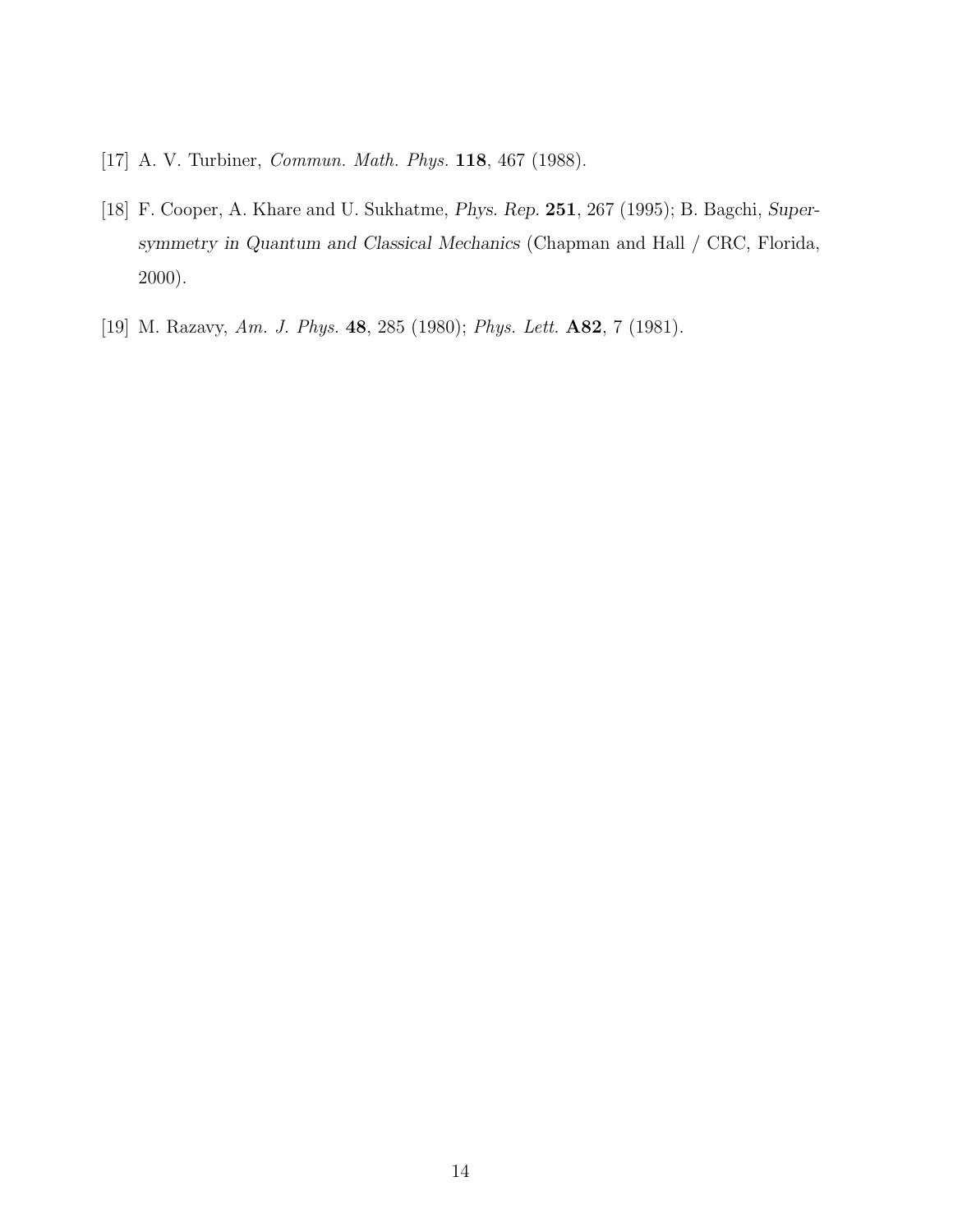[17] A. V. Turbiner, *Commun. Math. Phys.* **118**, 467 (1988).

[18] F. Cooper, A. Khare and U. Sukhatme, *Phys. Rep.* **251**, 267 (1995); B. Bagchi, *Supersymmetry in Quantum and Classical Mechanics* (Chapman and Hall / CRC, Florida, 2000).

[19] M. Razavy, *Am. J. Phys.* **48**, 285 (1980); *Phys. Lett.* **A82**, 7 (1981).